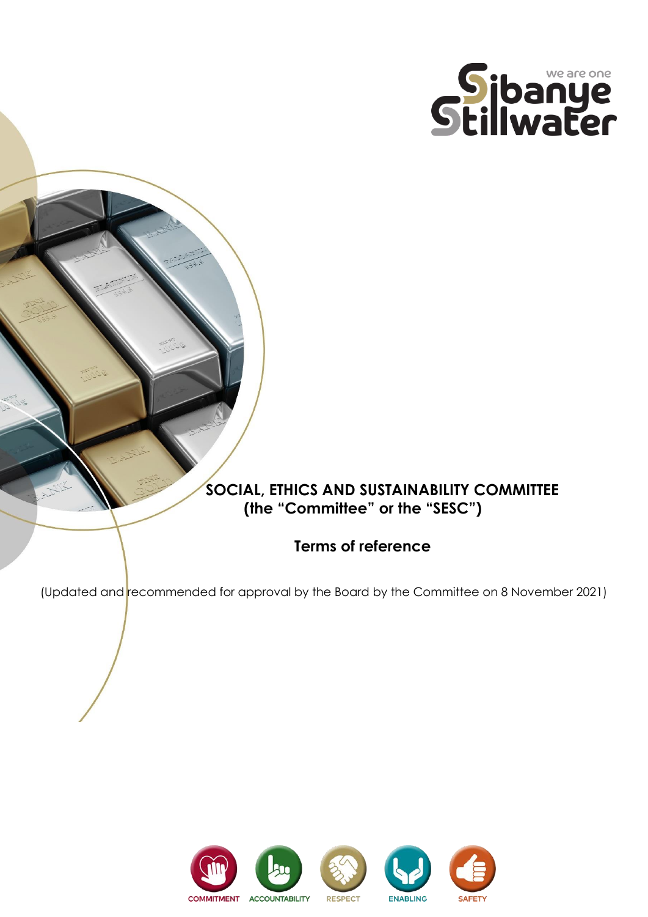# SOCIAL, ETHICS AND SUSTAINABILITY COMMITTEE (the "Committee" or the "SESC")

## Terms of reference

(Updated and recommended for approval by the Board by the Committee on 8 November 2021)

COMMITMENT ACCOUNTABILITY RESPECT ENABLING SAFETY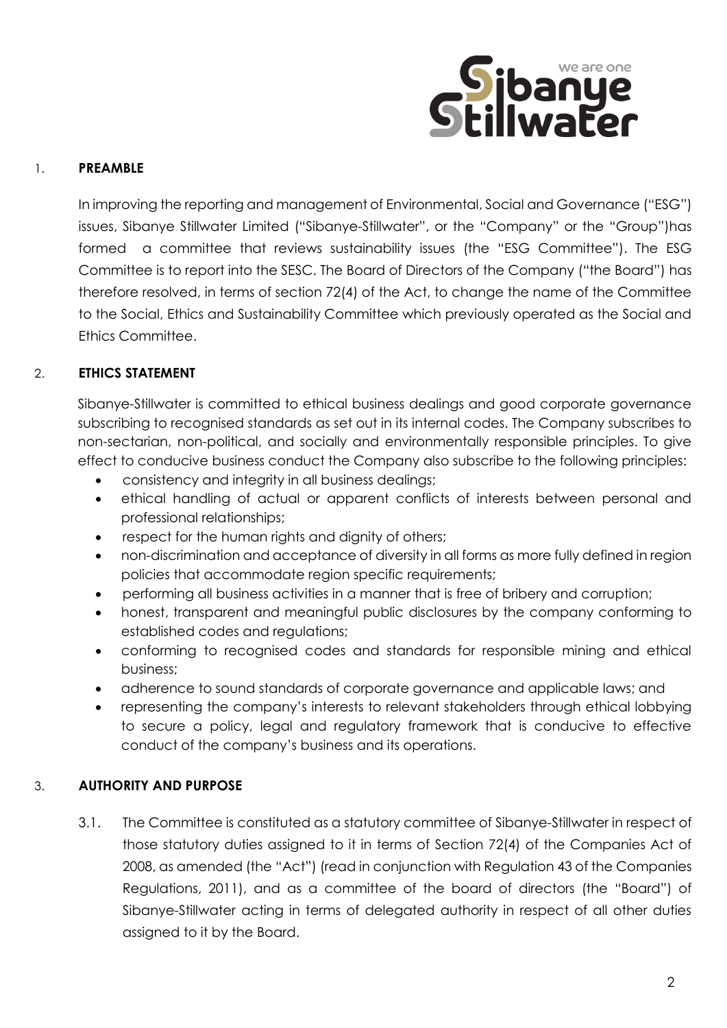## 1. PREAMBLE

In improving the reporting and management of Environmental, Social and Governance ("ESG") issues, Sibanye Stillwater Limited ("Sibanye-Stillwater", or the "Company" or the "Group")has formed a committee that reviews sustainability issues (the "ESG Committee"). The ESG Committee is to report into the SESC. The Board of Directors of the Company ("the Board") has therefore resolved, in terms of section 72(4) of the Act, to change the name of the Committee to the Social, Ethics and Sustainability Committee which previously operated as the Social and Ethics Committee.

## 2. ETHICS STATEMENT

Sibanye-Stillwater is committed to ethical business dealings and good corporate governance subscribing to recognised standards as set out in its internal codes. The Company subscribes to non-sectarian, non-political, and socially and environmentally responsible principles. To give effect to conducive business conduct the Company also subscribe to the following principles:

- consistency and integrity in all business dealings;
- ethical handling of actual or apparent conflicts of interests between personal and professional relationships;
- respect for the human rights and dignity of others;
- non-discrimination and acceptance of diversity in all forms as more fully defined in region policies that accommodate region specific requirements;
- performing all business activities in a manner that is free of bribery and corruption;
- honest, transparent and meaningful public disclosures by the company conforming to established codes and regulations;
- conforming to recognised codes and standards for responsible mining and ethical business;
- adherence to sound standards of corporate governance and applicable laws; and
- representing the company's interests to relevant stakeholders through ethical lobbying to secure a policy, legal and regulatory framework that is conducive to effective conduct of the company's business and its operations.

## 3. AUTHORITY AND PURPOSE

3.1. The Committee is constituted as a statutory committee of Sibanye-Stillwater in respect of those statutory duties assigned to it in terms of Section 72(4) of the Companies Act of 2008, as amended (the "Act") (read in conjunction with Regulation 43 of the Companies Regulations, 2011), and as a committee of the board of directors (the "Board") of Sibanye-Stillwater acting in terms of delegated authority in respect of all other duties assigned to it by the Board.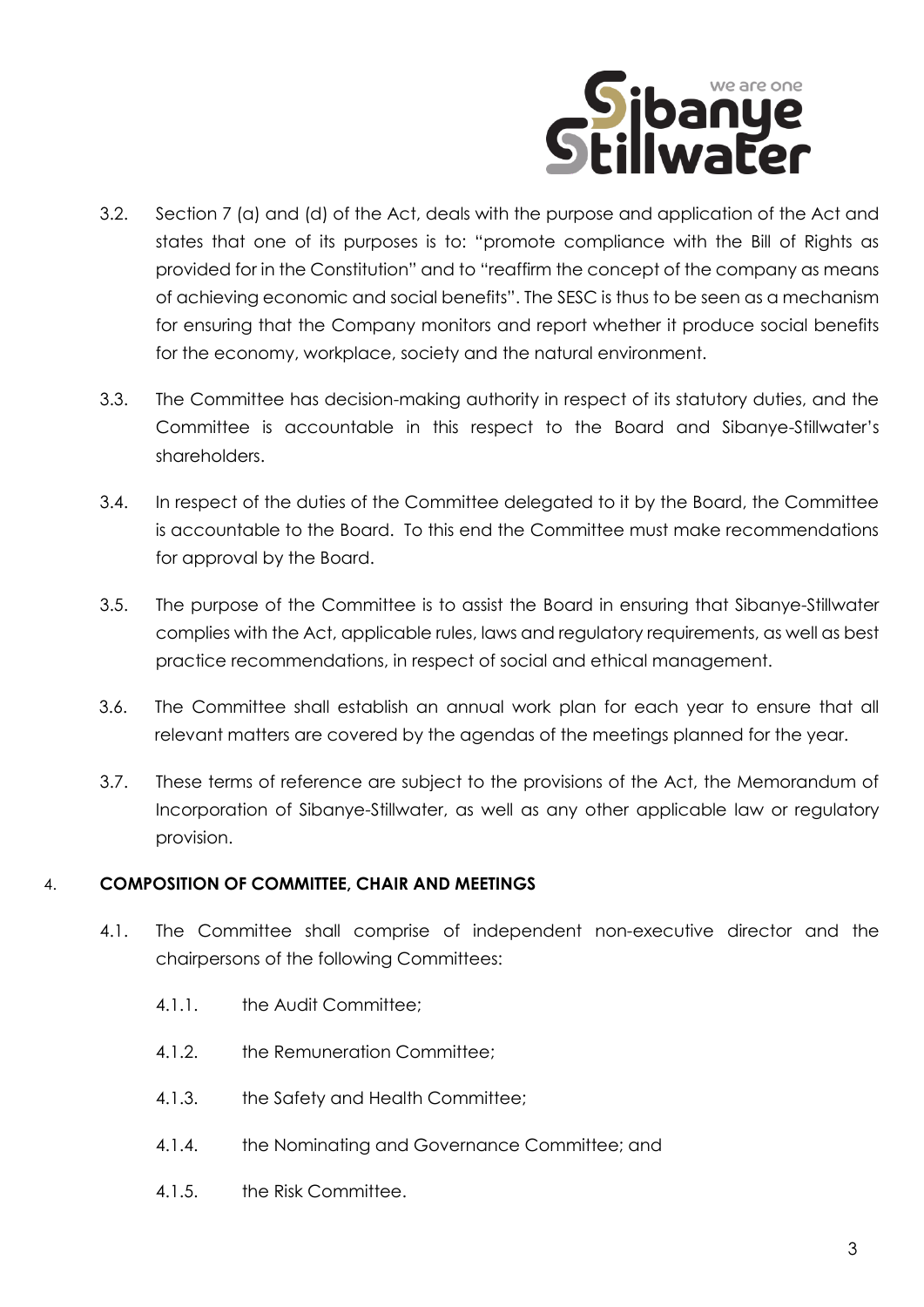3.2. Section 7 (a) and (d) of the Act, deals with the purpose and application of the Act and states that one of its purposes is to: "promote compliance with the Bill of Rights as provided for in the Constitution" and to "reaffirm the concept of the company as means of achieving economic and social benefits". The SESC is thus to be seen as a mechanism for ensuring that the Company monitors and report whether it produce social benefits for the economy, workplace, society and the natural environment.

3.3. The Committee has decision-making authority in respect of its statutory duties, and the Committee is accountable in this respect to the Board and Sibanye-Stillwater's shareholders.

3.4. In respect of the duties of the Committee delegated to it by the Board, the Committee is accountable to the Board. To this end the Committee must make recommendations for approval by the Board.

3.5. The purpose of the Committee is to assist the Board in ensuring that Sibanye-Stillwater complies with the Act, applicable rules, laws and regulatory requirements, as well as best practice recommendations, in respect of social and ethical management.

3.6. The Committee shall establish an annual work plan for each year to ensure that all relevant matters are covered by the agendas of the meetings planned for the year.

3.7. These terms of reference are subject to the provisions of the Act, the Memorandum of Incorporation of Sibanye-Stillwater, as well as any other applicable law or regulatory provision.

## 4. COMPOSITION OF COMMITTEE, CHAIR AND MEETINGS

4.1. The Committee shall comprise of independent non-executive director and the chairpersons of the following Committees:

4.1.1. the Audit Committee;

4.1.2. the Remuneration Committee;

4.1.3. the Safety and Health Committee;

4.1.4. the Nominating and Governance Committee; and

4.1.5. the Risk Committee.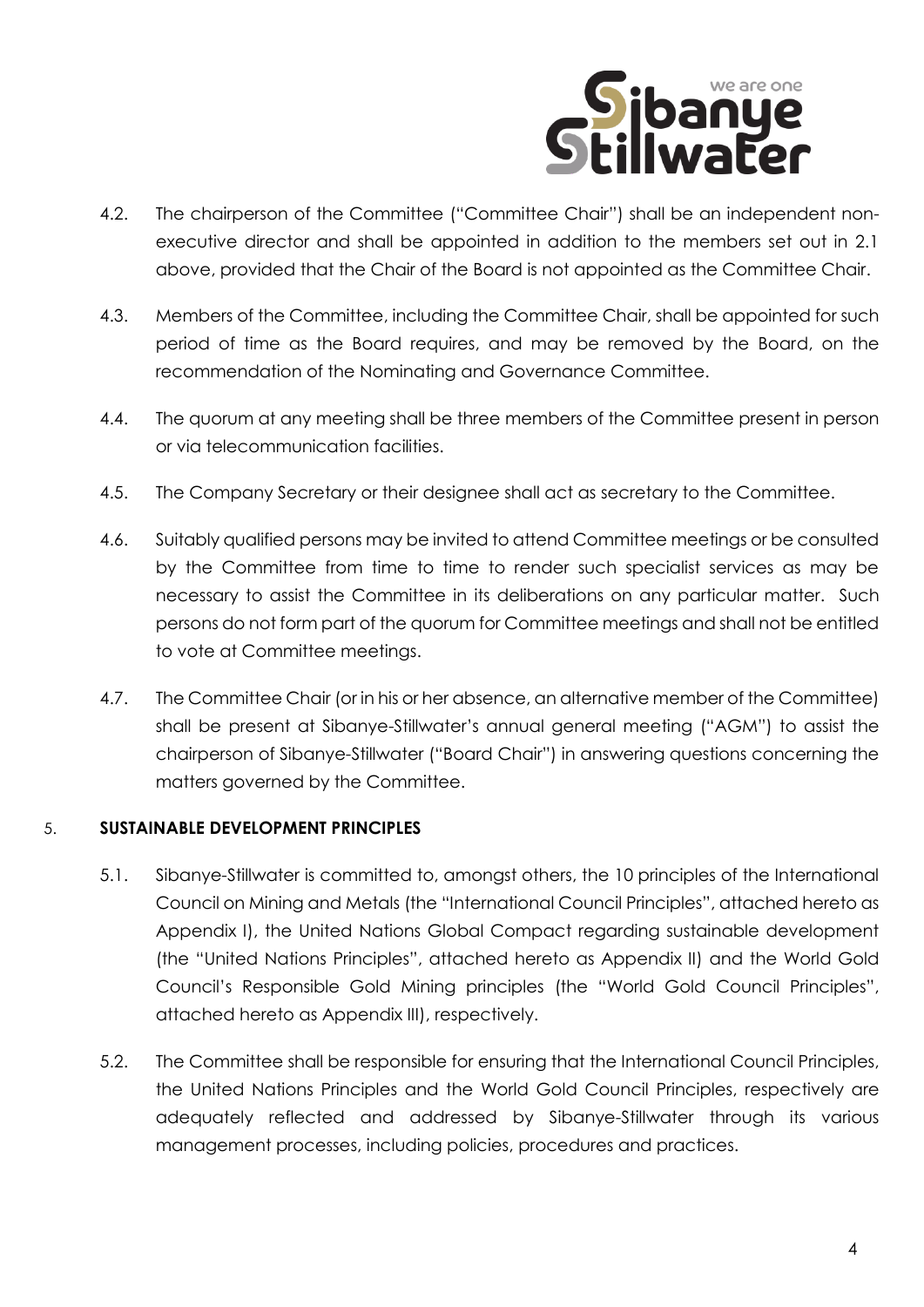4.2. The chairperson of the Committee ("Committee Chair") shall be an independent non-executive director and shall be appointed in addition to the members set out in 2.1 above, provided that the Chair of the Board is not appointed as the Committee Chair.

4.3. Members of the Committee, including the Committee Chair, shall be appointed for such period of time as the Board requires, and may be removed by the Board, on the recommendation of the Nominating and Governance Committee.

4.4. The quorum at any meeting shall be three members of the Committee present in person or via telecommunication facilities.

4.5. The Company Secretary or their designee shall act as secretary to the Committee.

4.6. Suitably qualified persons may be invited to attend Committee meetings or be consulted by the Committee from time to time to render such specialist services as may be necessary to assist the Committee in its deliberations on any particular matter. Such persons do not form part of the quorum for Committee meetings and shall not be entitled to vote at Committee meetings.

4.7. The Committee Chair (or in his or her absence, an alternative member of the Committee) shall be present at Sibanye-Stillwater's annual general meeting ("AGM") to assist the chairperson of Sibanye-Stillwater ("Board Chair") in answering questions concerning the matters governed by the Committee.

## 5. SUSTAINABLE DEVELOPMENT PRINCIPLES

5.1. Sibanye-Stillwater is committed to, amongst others, the 10 principles of the International Council on Mining and Metals (the "International Council Principles", attached hereto as Appendix I), the United Nations Global Compact regarding sustainable development (the "United Nations Principles", attached hereto as Appendix II) and the World Gold Council's Responsible Gold Mining principles (the "World Gold Council Principles", attached hereto as Appendix III), respectively.

5.2. The Committee shall be responsible for ensuring that the International Council Principles, the United Nations Principles and the World Gold Council Principles, respectively are adequately reflected and addressed by Sibanye-Stillwater through its various management processes, including policies, procedures and practices.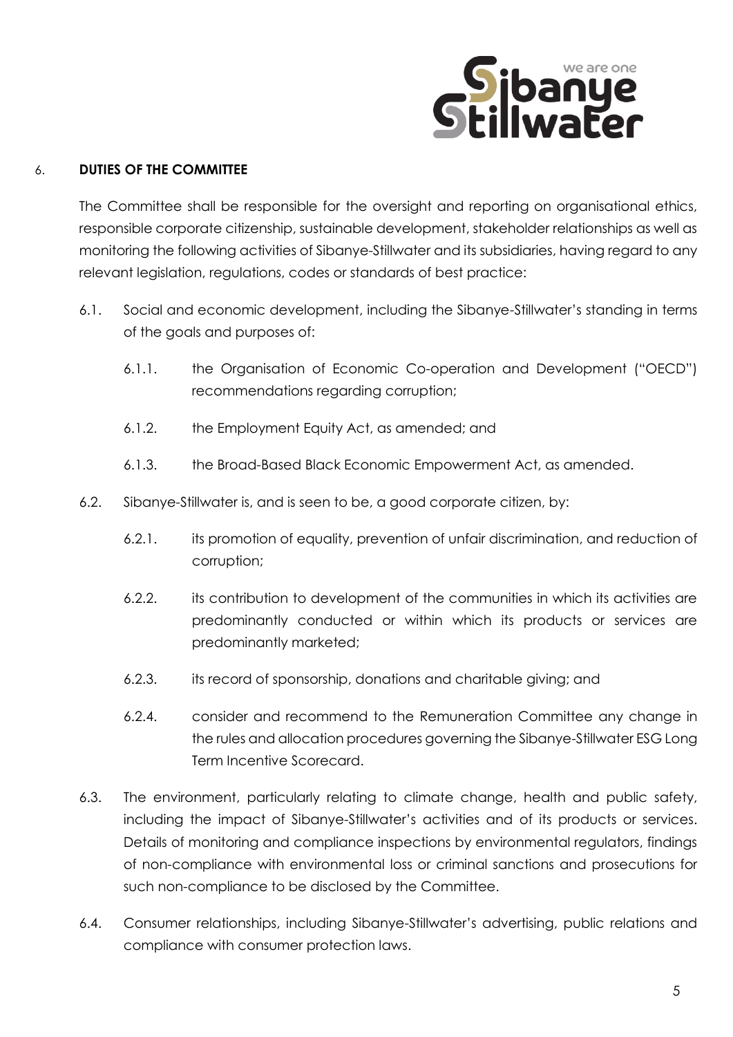## 6. DUTIES OF THE COMMITTEE

The Committee shall be responsible for the oversight and reporting on organisational ethics, responsible corporate citizenship, sustainable development, stakeholder relationships as well as monitoring the following activities of Sibanye-Stillwater and its subsidiaries, having regard to any relevant legislation, regulations, codes or standards of best practice:

6.1. Social and economic development, including the Sibanye-Stillwater's standing in terms of the goals and purposes of:

   6.1.1. the Organisation of Economic Co-operation and Development ("OECD") recommendations regarding corruption;

   6.1.2. the Employment Equity Act, as amended; and

   6.1.3. the Broad-Based Black Economic Empowerment Act, as amended.

6.2. Sibanye-Stillwater is, and is seen to be, a good corporate citizen, by:

   6.2.1. its promotion of equality, prevention of unfair discrimination, and reduction of corruption;

   6.2.2. its contribution to development of the communities in which its activities are predominantly conducted or within which its products or services are predominantly marketed;

   6.2.3. its record of sponsorship, donations and charitable giving; and

   6.2.4. consider and recommend to the Remuneration Committee any change in the rules and allocation procedures governing the Sibanye-Stillwater ESG Long Term Incentive Scorecard.

6.3. The environment, particularly relating to climate change, health and public safety, including the impact of Sibanye-Stillwater's activities and of its products or services. Details of monitoring and compliance inspections by environmental regulators, findings of non-compliance with environmental loss or criminal sanctions and prosecutions for such non-compliance to be disclosed by the Committee.

6.4. Consumer relationships, including Sibanye-Stillwater's advertising, public relations and compliance with consumer protection laws.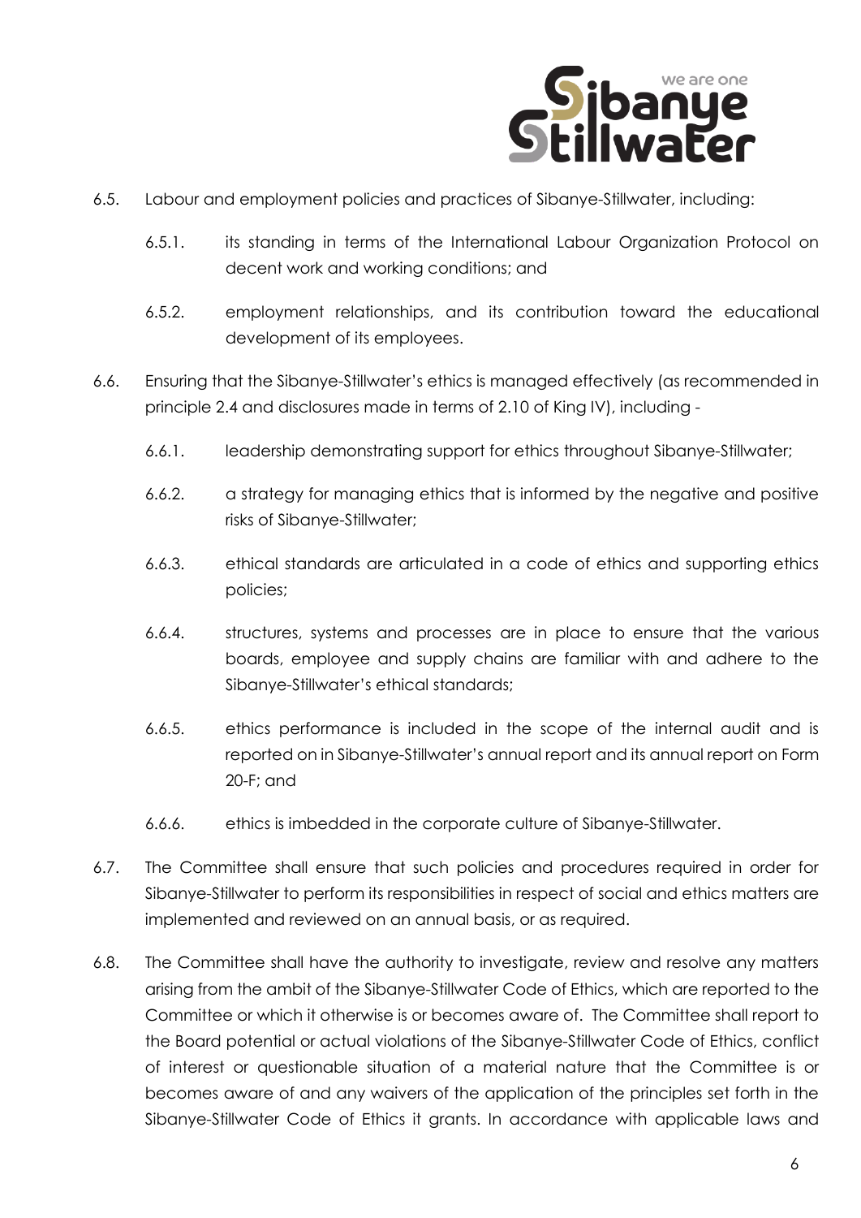6.5. Labour and employment policies and practices of Sibanye-Stillwater, including:

6.5.1. its standing in terms of the International Labour Organization Protocol on decent work and working conditions; and

6.5.2. employment relationships, and its contribution toward the educational development of its employees.

6.6. Ensuring that the Sibanye-Stillwater's ethics is managed effectively (as recommended in principle 2.4 and disclosures made in terms of 2.10 of King IV), including -

6.6.1. leadership demonstrating support for ethics throughout Sibanye-Stillwater;

6.6.2. a strategy for managing ethics that is informed by the negative and positive risks of Sibanye-Stillwater;

6.6.3. ethical standards are articulated in a code of ethics and supporting ethics policies;

6.6.4. structures, systems and processes are in place to ensure that the various boards, employee and supply chains are familiar with and adhere to the Sibanye-Stillwater's ethical standards;

6.6.5. ethics performance is included in the scope of the internal audit and is reported on in Sibanye-Stillwater's annual report and its annual report on Form 20-F; and

6.6.6. ethics is imbedded in the corporate culture of Sibanye-Stillwater.

6.7. The Committee shall ensure that such policies and procedures required in order for Sibanye-Stillwater to perform its responsibilities in respect of social and ethics matters are implemented and reviewed on an annual basis, or as required.

6.8. The Committee shall have the authority to investigate, review and resolve any matters arising from the ambit of the Sibanye-Stillwater Code of Ethics, which are reported to the Committee or which it otherwise is or becomes aware of. The Committee shall report to the Board potential or actual violations of the Sibanye-Stillwater Code of Ethics, conflict of interest or questionable situation of a material nature that the Committee is or becomes aware of and any waivers of the application of the principles set forth in the Sibanye-Stillwater Code of Ethics it grants. In accordance with applicable laws and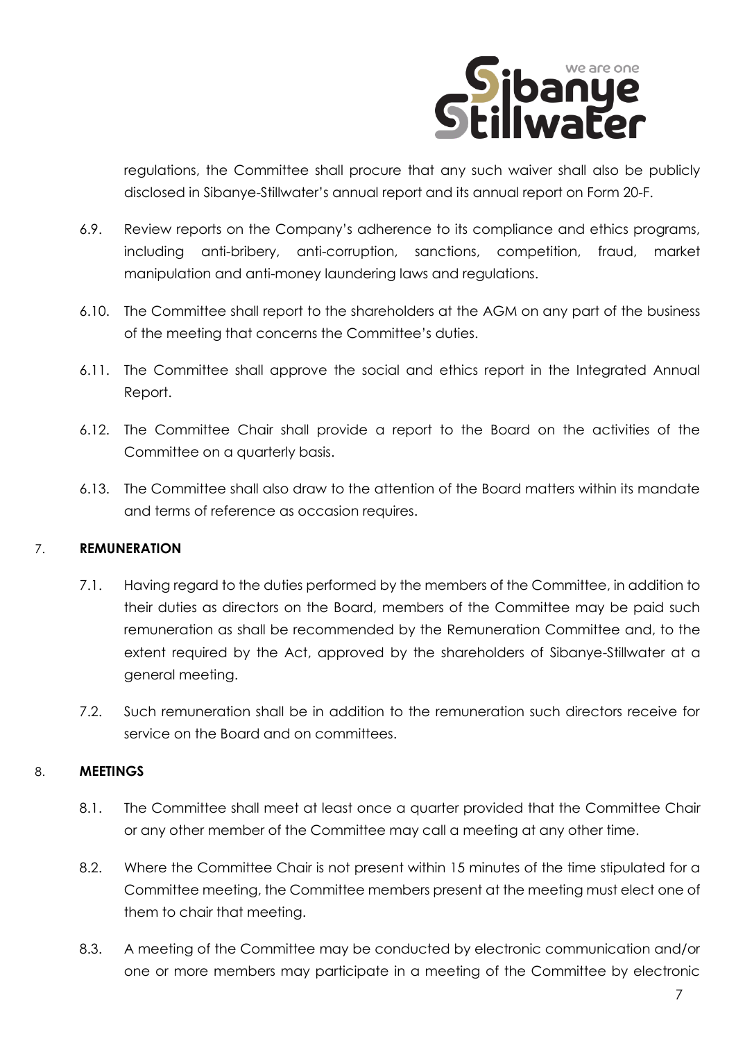regulations, the Committee shall procure that any such waiver shall also be publicly disclosed in Sibanye-Stillwater's annual report and its annual report on Form 20-F.

6.9. Review reports on the Company's adherence to its compliance and ethics programs, including anti-bribery, anti-corruption, sanctions, competition, fraud, market manipulation and anti-money laundering laws and regulations.

6.10. The Committee shall report to the shareholders at the AGM on any part of the business of the meeting that concerns the Committee's duties.

6.11. The Committee shall approve the social and ethics report in the Integrated Annual Report.

6.12. The Committee Chair shall provide a report to the Board on the activities of the Committee on a quarterly basis.

6.13. The Committee shall also draw to the attention of the Board matters within its mandate and terms of reference as occasion requires.

## 7. REMUNERATION

7.1. Having regard to the duties performed by the members of the Committee, in addition to their duties as directors on the Board, members of the Committee may be paid such remuneration as shall be recommended by the Remuneration Committee and, to the extent required by the Act, approved by the shareholders of Sibanye-Stillwater at a general meeting.

7.2. Such remuneration shall be in addition to the remuneration such directors receive for service on the Board and on committees.

## 8. MEETINGS

8.1. The Committee shall meet at least once a quarter provided that the Committee Chair or any other member of the Committee may call a meeting at any other time.

8.2. Where the Committee Chair is not present within 15 minutes of the time stipulated for a Committee meeting, the Committee members present at the meeting must elect one of them to chair that meeting.

8.3. A meeting of the Committee may be conducted by electronic communication and/or one or more members may participate in a meeting of the Committee by electronic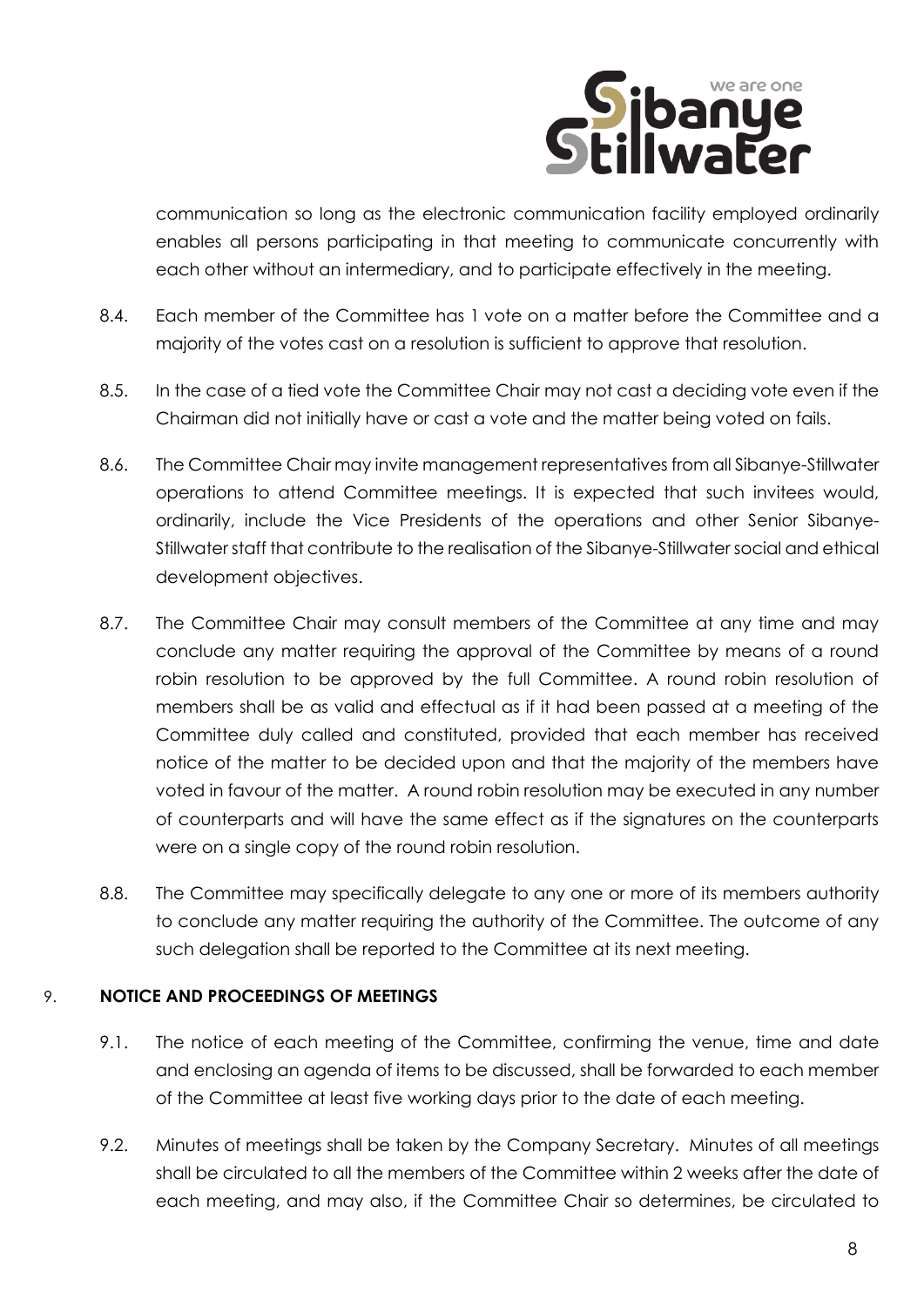communication so long as the electronic communication facility employed ordinarily enables all persons participating in that meeting to communicate concurrently with each other without an intermediary, and to participate effectively in the meeting.

8.4. Each member of the Committee has 1 vote on a matter before the Committee and a majority of the votes cast on a resolution is sufficient to approve that resolution.

8.5. In the case of a tied vote the Committee Chair may not cast a deciding vote even if the Chairman did not initially have or cast a vote and the matter being voted on fails.

8.6. The Committee Chair may invite management representatives from all Sibanye-Stillwater operations to attend Committee meetings. It is expected that such invitees would, ordinarily, include the Vice Presidents of the operations and other Senior Sibanye-Stillwater staff that contribute to the realisation of the Sibanye-Stillwater social and ethical development objectives.

8.7. The Committee Chair may consult members of the Committee at any time and may conclude any matter requiring the approval of the Committee by means of a round robin resolution to be approved by the full Committee. A round robin resolution of members shall be as valid and effectual as if it had been passed at a meeting of the Committee duly called and constituted, provided that each member has received notice of the matter to be decided upon and that the majority of the members have voted in favour of the matter. A round robin resolution may be executed in any number of counterparts and will have the same effect as if the signatures on the counterparts were on a single copy of the round robin resolution.

8.8. The Committee may specifically delegate to any one or more of its members authority to conclude any matter requiring the authority of the Committee. The outcome of any such delegation shall be reported to the Committee at its next meeting.

## 9. NOTICE AND PROCEEDINGS OF MEETINGS

9.1. The notice of each meeting of the Committee, confirming the venue, time and date and enclosing an agenda of items to be discussed, shall be forwarded to each member of the Committee at least five working days prior to the date of each meeting.

9.2. Minutes of meetings shall be taken by the Company Secretary. Minutes of all meetings shall be circulated to all the members of the Committee within 2 weeks after the date of each meeting, and may also, if the Committee Chair so determines, be circulated to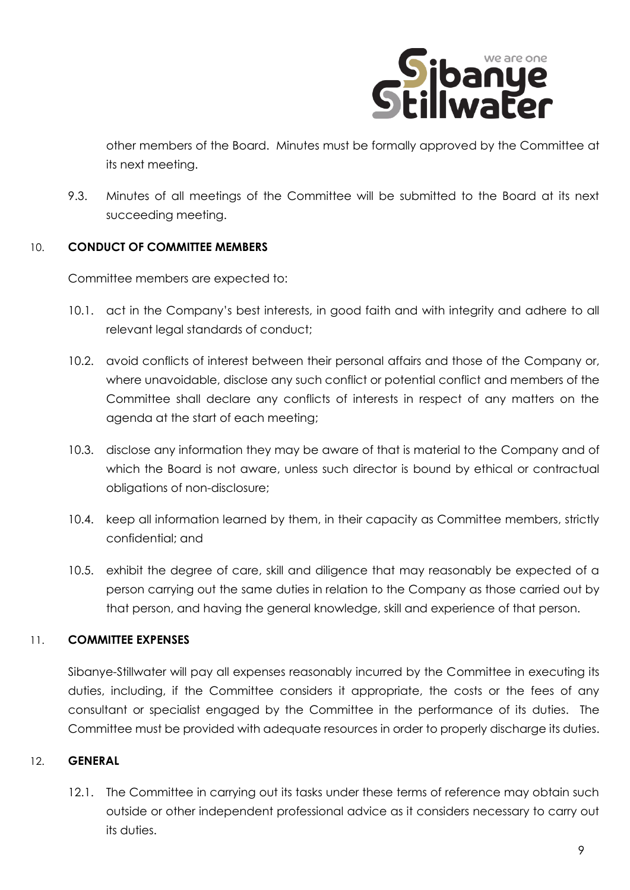other members of the Board. Minutes must be formally approved by the Committee at its next meeting.

9.3. Minutes of all meetings of the Committee will be submitted to the Board at its next succeeding meeting.

## 10. CONDUCT OF COMMITTEE MEMBERS

Committee members are expected to:

10.1. act in the Company's best interests, in good faith and with integrity and adhere to all relevant legal standards of conduct;

10.2. avoid conflicts of interest between their personal affairs and those of the Company or, where unavoidable, disclose any such conflict or potential conflict and members of the Committee shall declare any conflicts of interests in respect of any matters on the agenda at the start of each meeting;

10.3. disclose any information they may be aware of that is material to the Company and of which the Board is not aware, unless such director is bound by ethical or contractual obligations of non-disclosure;

10.4. keep all information learned by them, in their capacity as Committee members, strictly confidential; and

10.5. exhibit the degree of care, skill and diligence that may reasonably be expected of a person carrying out the same duties in relation to the Company as those carried out by that person, and having the general knowledge, skill and experience of that person.

## 11. COMMITTEE EXPENSES

Sibanye-Stillwater will pay all expenses reasonably incurred by the Committee in executing its duties, including, if the Committee considers it appropriate, the costs or the fees of any consultant or specialist engaged by the Committee in the performance of its duties. The Committee must be provided with adequate resources in order to properly discharge its duties.

## 12. GENERAL

12.1. The Committee in carrying out its tasks under these terms of reference may obtain such outside or other independent professional advice as it considers necessary to carry out its duties.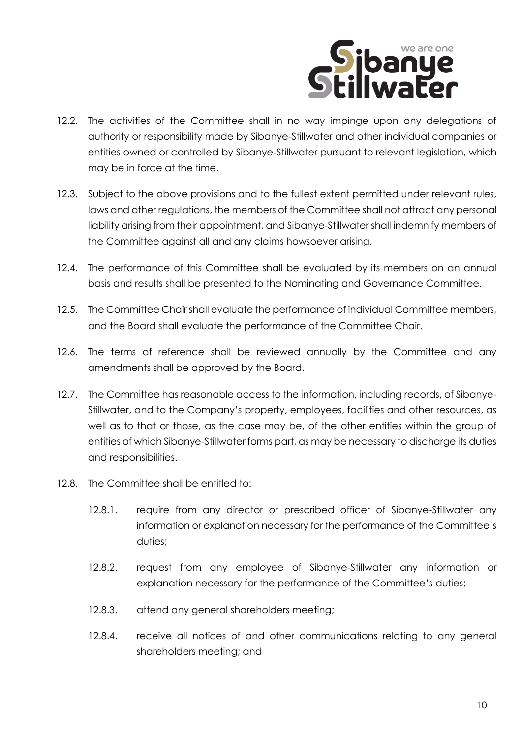12.2. The activities of the Committee shall in no way impinge upon any delegations of authority or responsibility made by Sibanye-Stillwater and other individual companies or entities owned or controlled by Sibanye-Stillwater pursuant to relevant legislation, which may be in force at the time.

12.3. Subject to the above provisions and to the fullest extent permitted under relevant rules, laws and other regulations, the members of the Committee shall not attract any personal liability arising from their appointment, and Sibanye-Stillwater shall indemnify members of the Committee against all and any claims howsoever arising.

12.4. The performance of this Committee shall be evaluated by its members on an annual basis and results shall be presented to the Nominating and Governance Committee.

12.5. The Committee Chair shall evaluate the performance of individual Committee members, and the Board shall evaluate the performance of the Committee Chair.

12.6. The terms of reference shall be reviewed annually by the Committee and any amendments shall be approved by the Board.

12.7. The Committee has reasonable access to the information, including records, of Sibanye-Stillwater, and to the Company's property, employees, facilities and other resources, as well as to that or those, as the case may be, of the other entities within the group of entities of which Sibanye-Stillwater forms part, as may be necessary to discharge its duties and responsibilities.

12.8. The Committee shall be entitled to:

12.8.1. require from any director or prescribed officer of Sibanye-Stillwater any information or explanation necessary for the performance of the Committee's duties;

12.8.2. request from any employee of Sibanye-Stillwater any information or explanation necessary for the performance of the Committee's duties;

12.8.3. attend any general shareholders meeting;

12.8.4. receive all notices of and other communications relating to any general shareholders meeting; and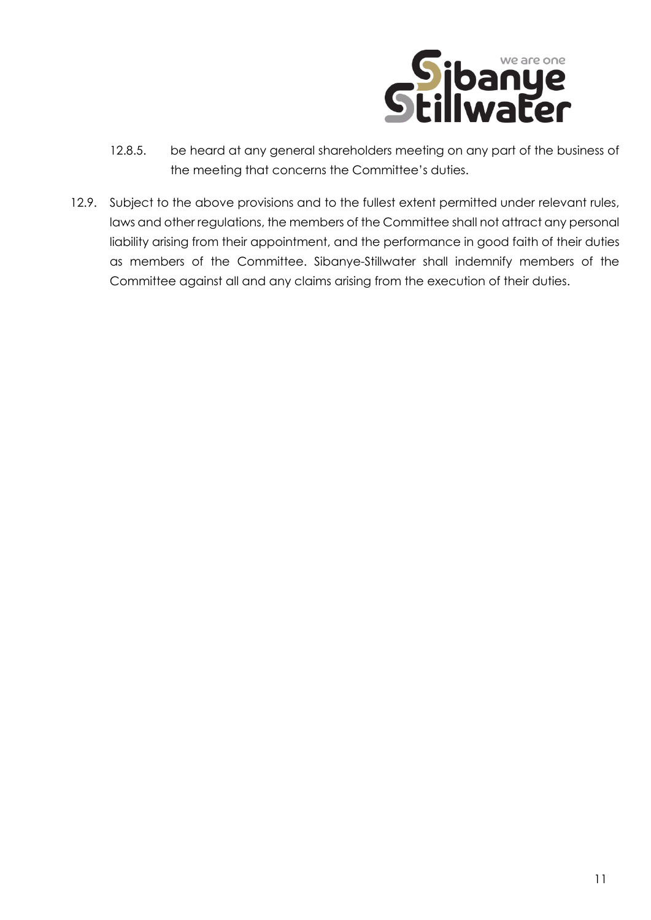12.8.5. be heard at any general shareholders meeting on any part of the business of the meeting that concerns the Committee's duties.

12.9. Subject to the above provisions and to the fullest extent permitted under relevant rules, laws and other regulations, the members of the Committee shall not attract any personal liability arising from their appointment, and the performance in good faith of their duties as members of the Committee. Sibanye-Stillwater shall indemnify members of the Committee against all and any claims arising from the execution of their duties.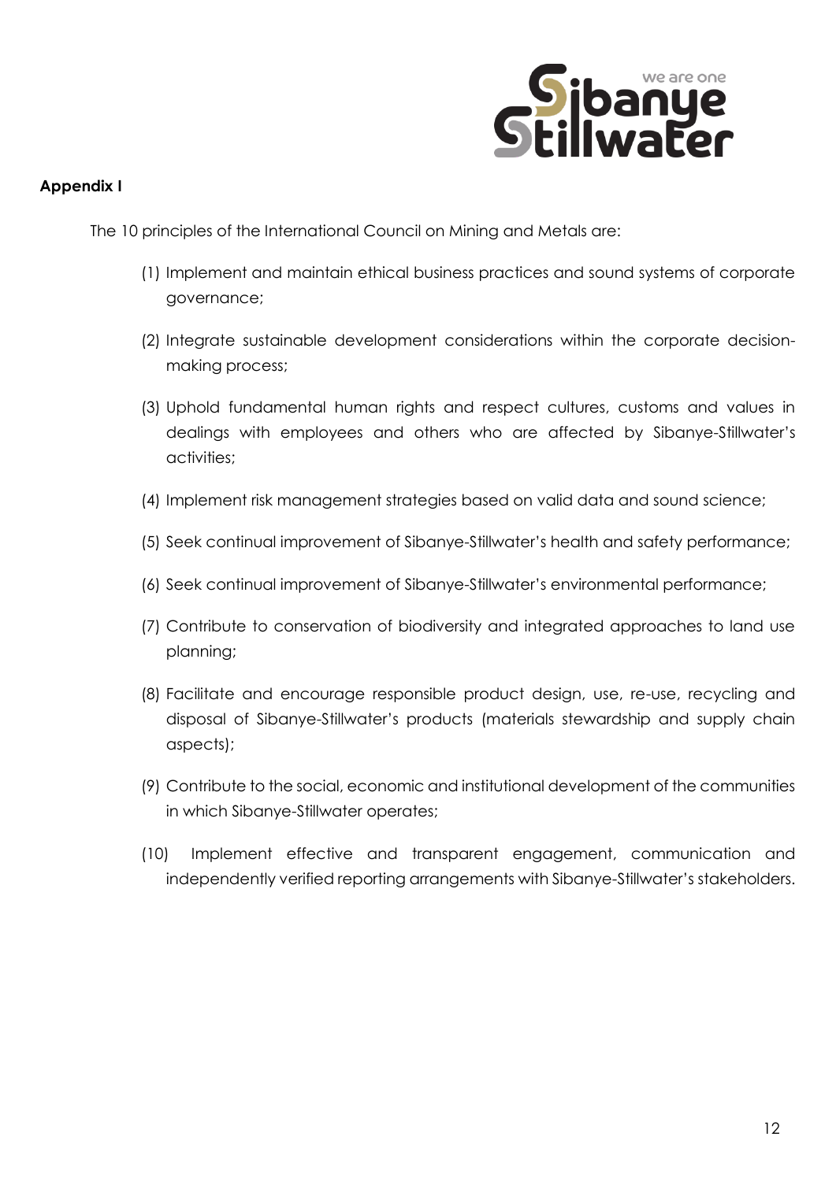**Appendix I**

The 10 principles of the International Council on Mining and Metals are:

(1) Implement and maintain ethical business practices and sound systems of corporate governance;

(2) Integrate sustainable development considerations within the corporate decision-making process;

(3) Uphold fundamental human rights and respect cultures, customs and values in dealings with employees and others who are affected by Sibanye-Stillwater's activities;

(4) Implement risk management strategies based on valid data and sound science;

(5) Seek continual improvement of Sibanye-Stillwater's health and safety performance;

(6) Seek continual improvement of Sibanye-Stillwater's environmental performance;

(7) Contribute to conservation of biodiversity and integrated approaches to land use planning;

(8) Facilitate and encourage responsible product design, use, re-use, recycling and disposal of Sibanye-Stillwater's products (materials stewardship and supply chain aspects);

(9) Contribute to the social, economic and institutional development of the communities in which Sibanye-Stillwater operates;

(10) Implement effective and transparent engagement, communication and independently verified reporting arrangements with Sibanye-Stillwater's stakeholders.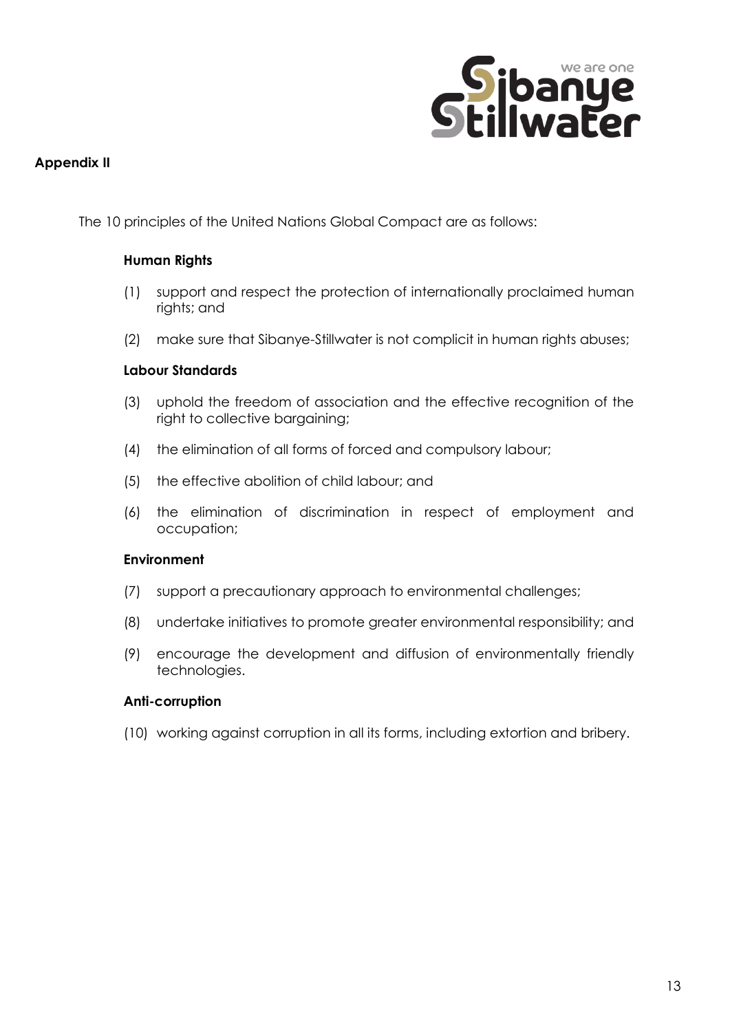## Appendix II

The 10 principles of the United Nations Global Compact are as follows:

### Human Rights

(1) support and respect the protection of internationally proclaimed human rights; and

(2) make sure that Sibanye-Stillwater is not complicit in human rights abuses;

### Labour Standards

(3) uphold the freedom of association and the effective recognition of the right to collective bargaining;

(4) the elimination of all forms of forced and compulsory labour;

(5) the effective abolition of child labour; and

(6) the elimination of discrimination in respect of employment and occupation;

### Environment

(7) support a precautionary approach to environmental challenges;

(8) undertake initiatives to promote greater environmental responsibility; and

(9) encourage the development and diffusion of environmentally friendly technologies.

### Anti-corruption

(10) working against corruption in all its forms, including extortion and bribery.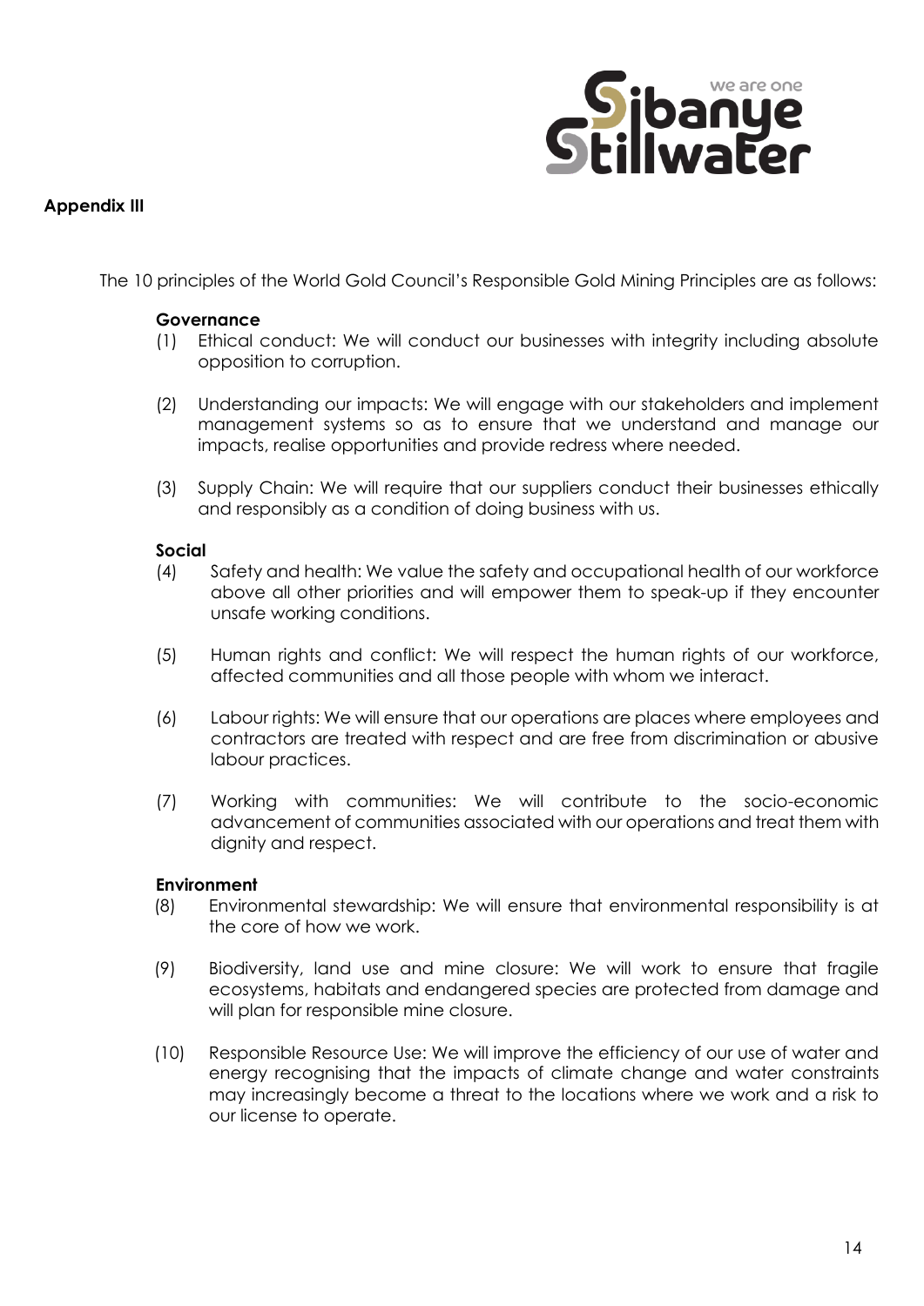## Appendix III

The 10 principles of the World Gold Council's Responsible Gold Mining Principles are as follows:

**Governance**

(1) Ethical conduct: We will conduct our businesses with integrity including absolute opposition to corruption.

(2) Understanding our impacts: We will engage with our stakeholders and implement management systems so as to ensure that we understand and manage our impacts, realise opportunities and provide redress where needed.

(3) Supply Chain: We will require that our suppliers conduct their businesses ethically and responsibly as a condition of doing business with us.

**Social**

(4) Safety and health: We value the safety and occupational health of our workforce above all other priorities and will empower them to speak-up if they encounter unsafe working conditions.

(5) Human rights and conflict: We will respect the human rights of our workforce, affected communities and all those people with whom we interact.

(6) Labour rights: We will ensure that our operations are places where employees and contractors are treated with respect and are free from discrimination or abusive labour practices.

(7) Working with communities: We will contribute to the socio-economic advancement of communities associated with our operations and treat them with dignity and respect.

**Environment**

(8) Environmental stewardship: We will ensure that environmental responsibility is at the core of how we work.

(9) Biodiversity, land use and mine closure: We will work to ensure that fragile ecosystems, habitats and endangered species are protected from damage and will plan for responsible mine closure.

(10) Responsible Resource Use: We will improve the efficiency of our use of water and energy recognising that the impacts of climate change and water constraints may increasingly become a threat to the locations where we work and a risk to our license to operate.